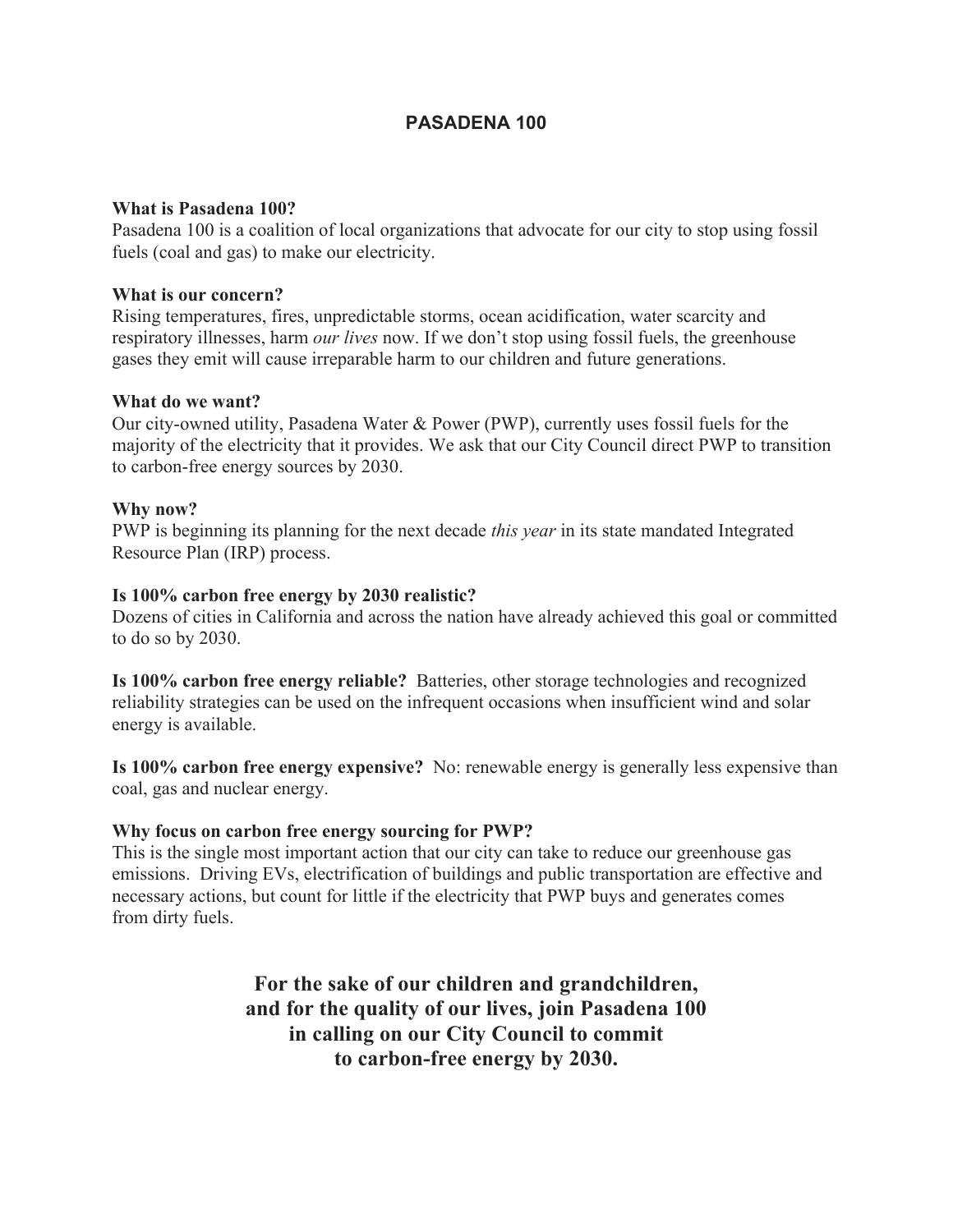# PASADENA 100

**What is Pasadena 100?**
Pasadena 100 is a coalition of local organizations that advocate for our city to stop using fossil fuels (coal and gas) to make our electricity.

**What is our concern?**
Rising temperatures, fires, unpredictable storms, ocean acidification, water scarcity and respiratory illnesses, harm *our lives* now. If we don't stop using fossil fuels, the greenhouse gases they emit will cause irreparable harm to our children and future generations.

**What do we want?**
Our city-owned utility, Pasadena Water & Power (PWP), currently uses fossil fuels for the majority of the electricity that it provides. We ask that our City Council direct PWP to transition to carbon-free energy sources by 2030.

**Why now?**
PWP is beginning its planning for the next decade *this year* in its state mandated Integrated Resource Plan (IRP) process.

**Is 100% carbon free energy by 2030 realistic?**
Dozens of cities in California and across the nation have already achieved this goal or committed to do so by 2030.

**Is 100% carbon free energy reliable?** Batteries, other storage technologies and recognized reliability strategies can be used on the infrequent occasions when insufficient wind and solar energy is available.

**Is 100% carbon free energy expensive?** No: renewable energy is generally less expensive than coal, gas and nuclear energy.

**Why focus on carbon free energy sourcing for PWP?**
This is the single most important action that our city can take to reduce our greenhouse gas emissions. Driving EVs, electrification of buildings and public transportation are effective and necessary actions, but count for little if the electricity that PWP buys and generates comes from dirty fuels.

**For the sake of our children and grandchildren, and for the quality of our lives, join Pasadena 100 in calling on our City Council to commit to carbon-free energy by 2030.**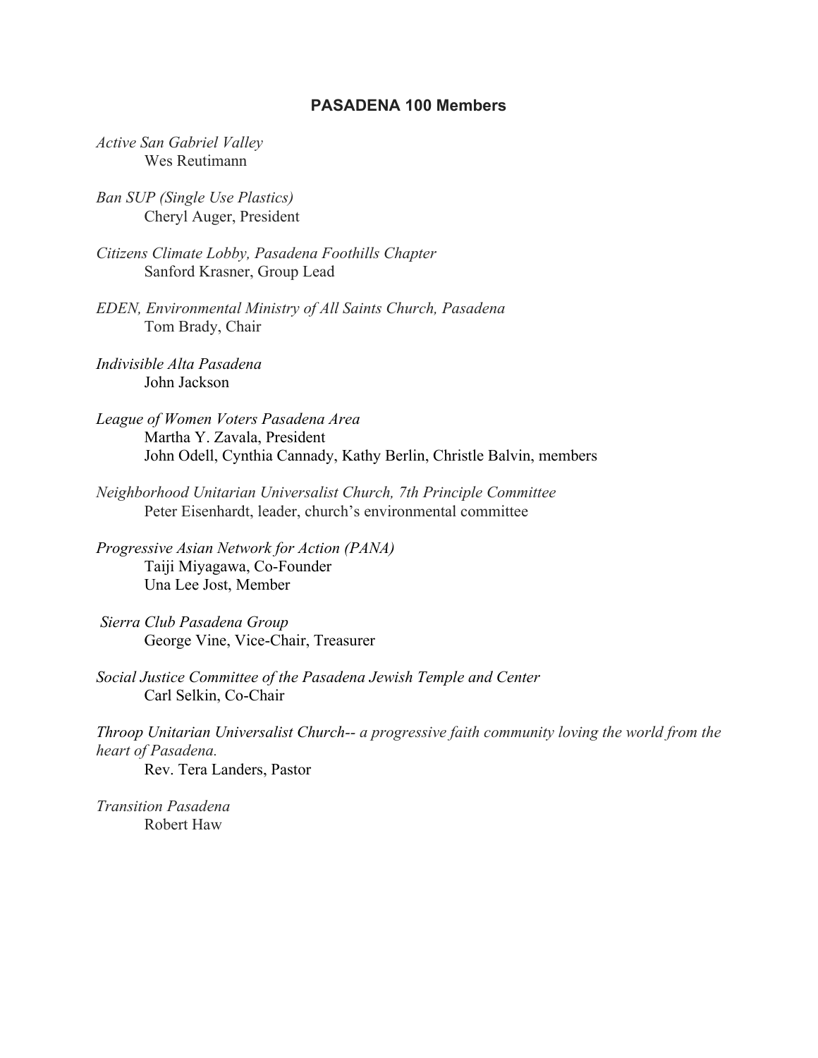**PASADENA 100 Members**

*Active San Gabriel Valley*
Wes Reutimann

*Ban SUP (Single Use Plastics)*
Cheryl Auger, President

*Citizens Climate Lobby, Pasadena Foothills Chapter*
Sanford Krasner, Group Lead

*EDEN, Environmental Ministry of All Saints Church, Pasadena*
Tom Brady, Chair

*Indivisible Alta Pasadena*
John Jackson

*League of Women Voters Pasadena Area*
Martha Y. Zavala, President
John Odell, Cynthia Cannady, Kathy Berlin, Christle Balvin, members

*Neighborhood Unitarian Universalist Church, 7th Principle Committee*
Peter Eisenhardt, leader, church's environmental committee

*Progressive Asian Network for Action (PANA)*
Taiji Miyagawa, Co-Founder
Una Lee Jost, Member

*Sierra Club Pasadena Group*
George Vine, Vice-Chair, Treasurer

*Social Justice Committee of the Pasadena Jewish Temple and Center*
Carl Selkin, Co-Chair

*Throop Unitarian Universalist Church-- a progressive faith community loving the world from the heart of Pasadena.*
Rev. Tera Landers, Pastor

*Transition Pasadena*
Robert Haw